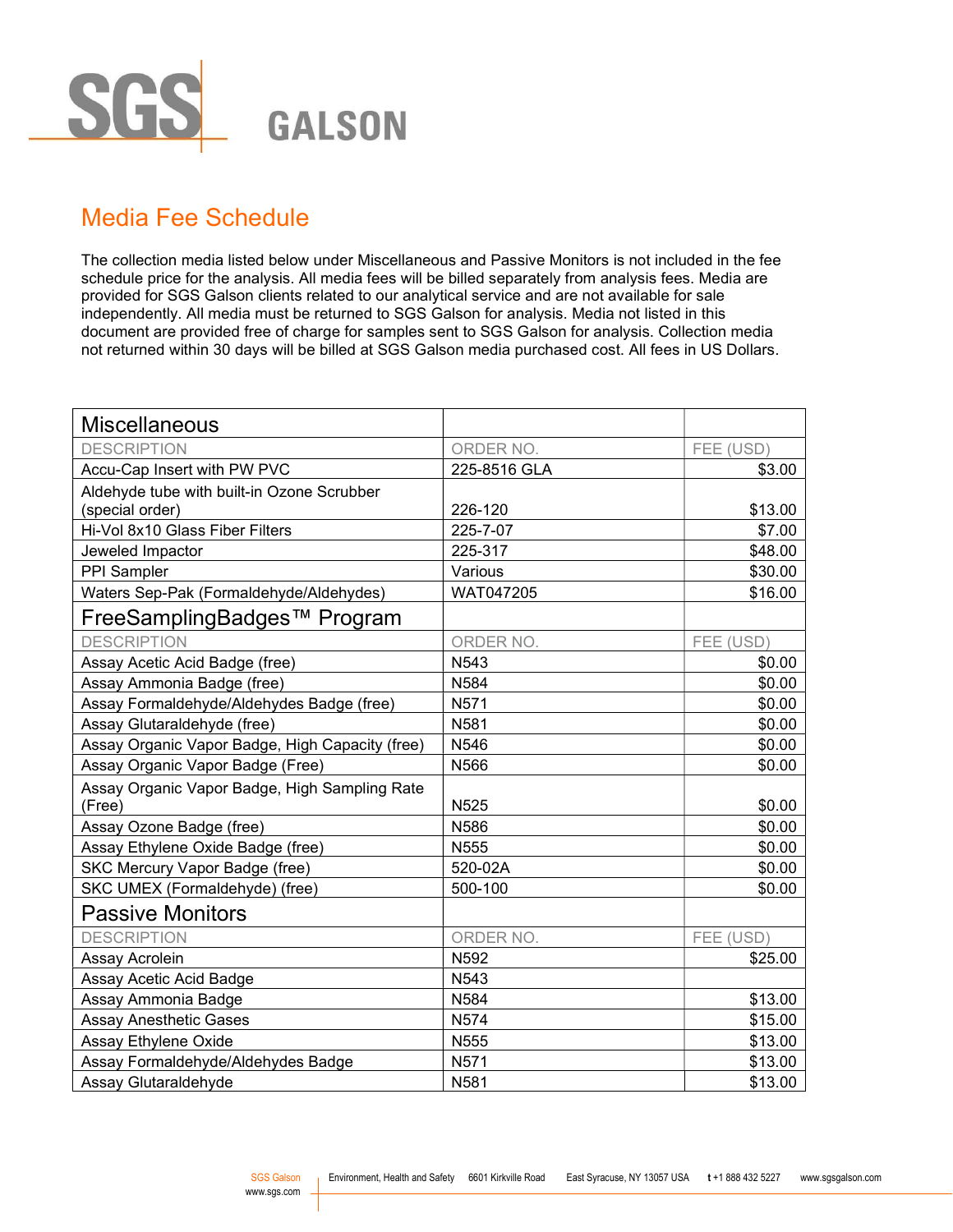# SGS GALSON

## Media Fee Schedule

The collection media listed below under Miscellaneous and Passive Monitors is not included in the fee schedule price for the analysis. All media fees will be billed separately from analysis fees. Media are provided for SGS Galson clients related to our analytical service and are not available for sale independently. All media must be returned to SGS Galson for analysis. Media not listed in this document are provided free of charge for samples sent to SGS Galson for analysis. Collection media not returned within 30 days will be billed at SGS Galson media purchased cost. All fees in US Dollars.

| Miscellaneous | | |
|---|---|---|
| DESCRIPTION | ORDER NO. | FEE (USD) |
| Accu-Cap Insert with PW PVC | 225-8516 GLA | $3.00 |
| Aldehyde tube with built-in Ozone Scrubber (special order) | 226-120 | $13.00 |
| Hi-Vol 8x10 Glass Fiber Filters | 225-7-07 | $7.00 |
| Jeweled Impactor | 225-317 | $48.00 |
| PPI Sampler | Various | $30.00 |
| Waters Sep-Pak (Formaldehyde/Aldehydes) | WAT047205 | $16.00 |
| **FreeSamplingBadges™ Program** | | |
| DESCRIPTION | ORDER NO. | FEE (USD) |
| Assay Acetic Acid Badge (free) | N543 | $0.00 |
| Assay Ammonia Badge (free) | N584 | $0.00 |
| Assay Formaldehyde/Aldehydes Badge (free) | N571 | $0.00 |
| Assay Glutaraldehyde (free) | N581 | $0.00 |
| Assay Organic Vapor Badge, High Capacity (free) | N546 | $0.00 |
| Assay Organic Vapor Badge (Free) | N566 | $0.00 |
| Assay Organic Vapor Badge, High Sampling Rate (Free) | N525 | $0.00 |
| Assay Ozone Badge (free) | N586 | $0.00 |
| Assay Ethylene Oxide Badge (free) | N555 | $0.00 |
| SKC Mercury Vapor Badge (free) | 520-02A | $0.00 |
| SKC UMEX (Formaldehyde) (free) | 500-100 | $0.00 |
| **Passive Monitors** | | |
| DESCRIPTION | ORDER NO. | FEE (USD) |
| Assay Acrolein | N592 | $25.00 |
| Assay Acetic Acid Badge | N543 | |
| Assay Ammonia Badge | N584 | $13.00 |
| Assay Anesthetic Gases | N574 | $15.00 |
| Assay Ethylene Oxide | N555 | $13.00 |
| Assay Formaldehyde/Aldehydes Badge | N571 | $13.00 |
| Assay Glutaraldehyde | N581 | $13.00 |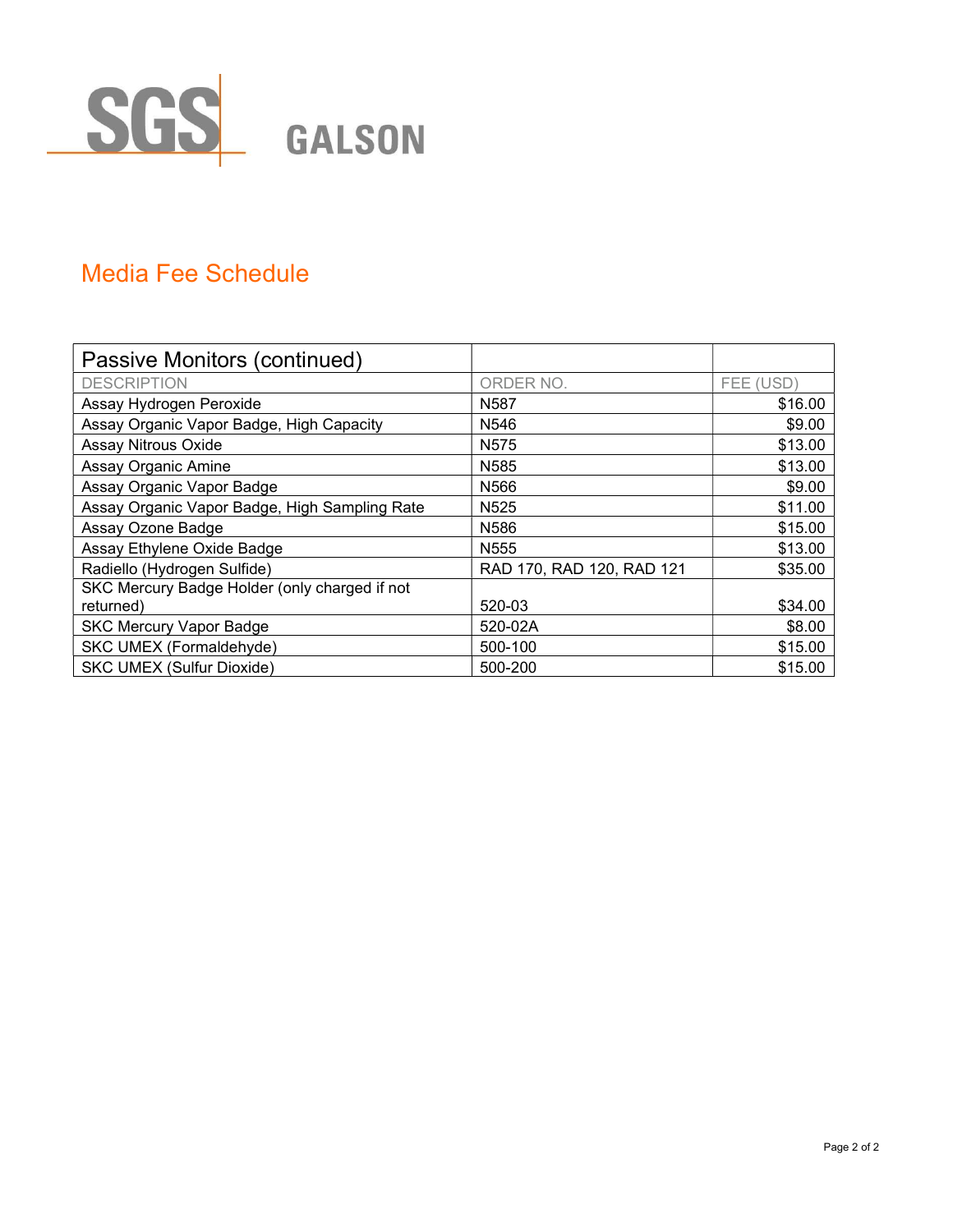SGS GALSON

# Media Fee Schedule

| Passive Monitors (continued) | | |
|---|---|---|
| DESCRIPTION | ORDER NO. | FEE (USD) |
| Assay Hydrogen Peroxide | N587 | $16.00 |
| Assay Organic Vapor Badge, High Capacity | N546 | $9.00 |
| Assay Nitrous Oxide | N575 | $13.00 |
| Assay Organic Amine | N585 | $13.00 |
| Assay Organic Vapor Badge | N566 | $9.00 |
| Assay Organic Vapor Badge, High Sampling Rate | N525 | $11.00 |
| Assay Ozone Badge | N586 | $15.00 |
| Assay Ethylene Oxide Badge | N555 | $13.00 |
| Radiello (Hydrogen Sulfide) | RAD 170, RAD 120, RAD 121 | $35.00 |
| SKC Mercury Badge Holder (only charged if not returned) | 520-03 | $34.00 |
| SKC Mercury Vapor Badge | 520-02A | $8.00 |
| SKC UMEX (Formaldehyde) | 500-100 | $15.00 |
| SKC UMEX (Sulfur Dioxide) | 500-200 | $15.00 |